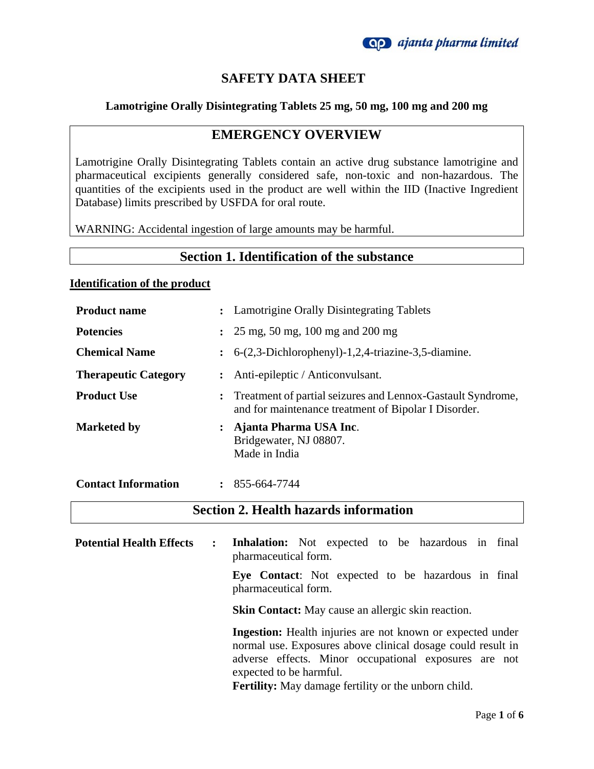# SAFETY DATA SHEET

**Lamotrigine Orally Disintegrating Tablets 25 mg, 50 mg, 100 mg and 200 mg**

## EMERGENCY OVERVIEW

Lamotrigine Orally Disintegrating Tablets contain an active drug substance lamotrigine and pharmaceutical excipients generally considered safe, non-toxic and non-hazardous. The quantities of the excipients used in the product are well within the IID (Inactive Ingredient Database) limits prescribed by USFDA for oral route.

WARNING: Accidental ingestion of large amounts may be harmful.

## Section 1. Identification of the substance

**Identification of the product**

| | | |
|---|---|---|
| **Product name** | : | Lamotrigine Orally Disintegrating Tablets |
| **Potencies** | : | 25 mg, 50 mg, 100 mg and 200 mg |
| **Chemical Name** | : | 6-(2,3-Dichlorophenyl)-1,2,4-triazine-3,5-diamine. |
| **Therapeutic Category** | : | Anti-epileptic / Anticonvulsant. |
| **Product Use** | : | Treatment of partial seizures and Lennox-Gastault Syndrome, and for maintenance treatment of Bipolar I Disorder. |
| **Marketed by** | : | **Ajanta Pharma USA Inc**. Bridgewater, NJ 08807. Made in India |
| **Contact Information** | : | 855-664-7744 |

## Section 2. Health hazards information

**Potential Health Effects** :

**Inhalation:** Not expected to be hazardous in final pharmaceutical form.

**Eye Contact**: Not expected to be hazardous in final pharmaceutical form.

**Skin Contact:** May cause an allergic skin reaction.

**Ingestion:** Health injuries are not known or expected under normal use. Exposures above clinical dosage could result in adverse effects. Minor occupational exposures are not expected to be harmful.

**Fertility:** May damage fertility or the unborn child.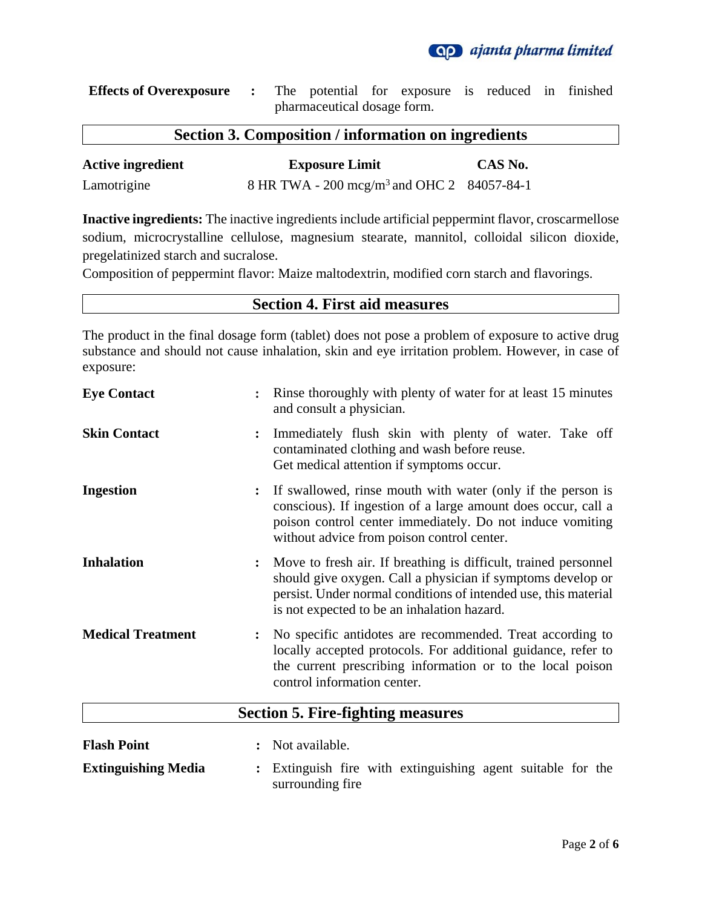**Effects of Overexposure** : The potential for exposure is reduced in finished pharmaceutical dosage form.

## Section 3. Composition / information on ingredients

| Active ingredient | Exposure Limit | CAS No. |
|---|---|---|
| Lamotrigine | 8 HR TWA - 200 mcg/m$^3$ and OHC 2 | 84057-84-1 |

**Inactive ingredients:** The inactive ingredients include artificial peppermint flavor, croscarmellose sodium, microcrystalline cellulose, magnesium stearate, mannitol, colloidal silicon dioxide, pregelatinized starch and sucralose.
Composition of peppermint flavor: Maize maltodextrin, modified corn starch and flavorings.

## Section 4. First aid measures

The product in the final dosage form (tablet) does not pose a problem of exposure to active drug substance and should not cause inhalation, skin and eye irritation problem. However, in case of exposure:

**Eye Contact** : Rinse thoroughly with plenty of water for at least 15 minutes and consult a physician.

**Skin Contact** : Immediately flush skin with plenty of water. Take off contaminated clothing and wash before reuse.
Get medical attention if symptoms occur.

**Ingestion** : If swallowed, rinse mouth with water (only if the person is conscious). If ingestion of a large amount does occur, call a poison control center immediately. Do not induce vomiting without advice from poison control center.

**Inhalation** : Move to fresh air. If breathing is difficult, trained personnel should give oxygen. Call a physician if symptoms develop or persist. Under normal conditions of intended use, this material is not expected to be an inhalation hazard.

**Medical Treatment** : No specific antidotes are recommended. Treat according to locally accepted protocols. For additional guidance, refer to the current prescribing information or to the local poison control information center.

## Section 5. Fire-fighting measures

**Flash Point** : Not available.

**Extinguishing Media** : Extinguish fire with extinguishing agent suitable for the surrounding fire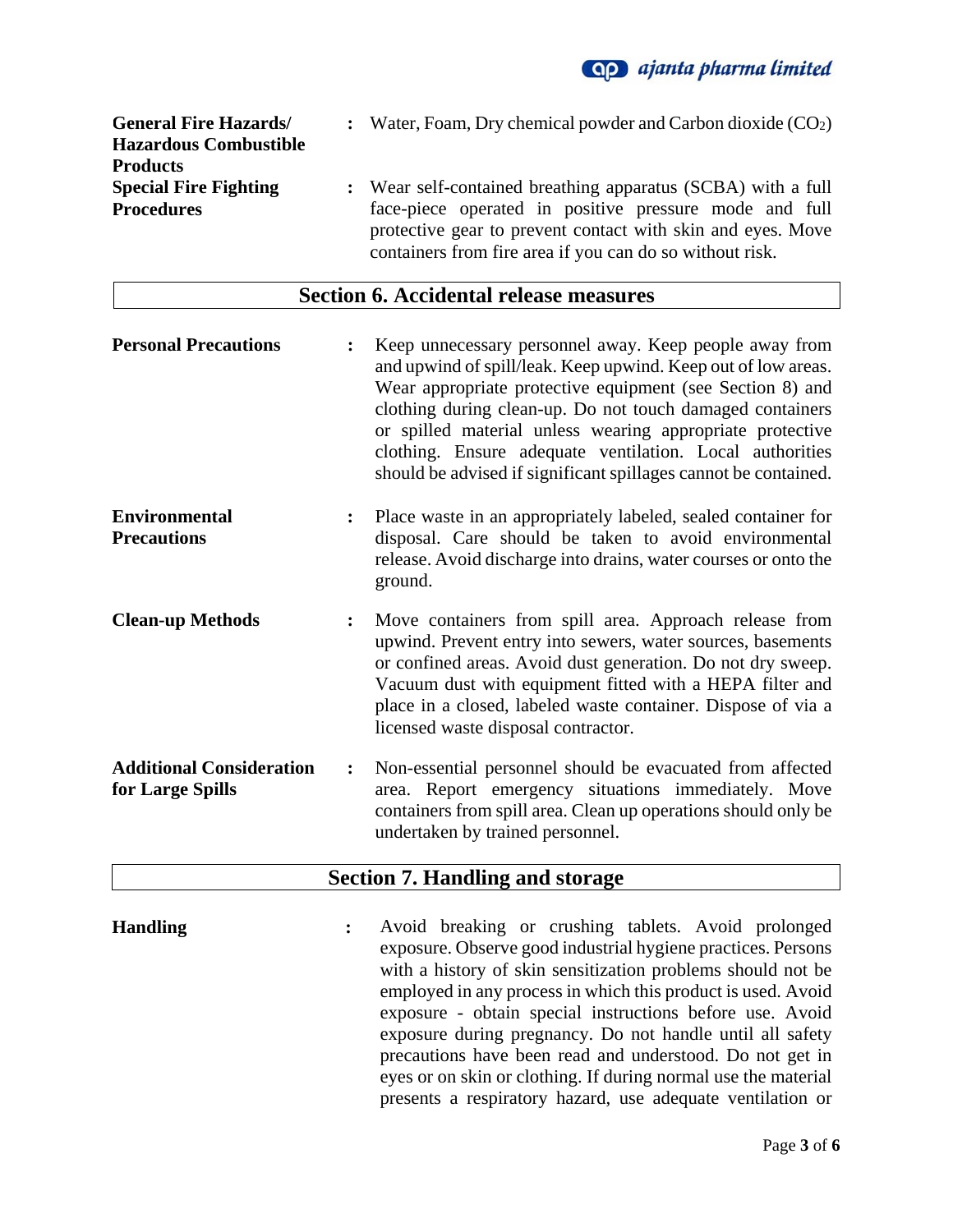**General Fire Hazards/ Hazardous Combustible Products** : Water, Foam, Dry chemical powder and Carbon dioxide ($CO_2$)

**Special Fire Fighting Procedures** : Wear self-contained breathing apparatus (SCBA) with a full face-piece operated in positive pressure mode and full protective gear to prevent contact with skin and eyes. Move containers from fire area if you can do so without risk.

## Section 6. Accidental release measures

**Personal Precautions** : Keep unnecessary personnel away. Keep people away from and upwind of spill/leak. Keep upwind. Keep out of low areas. Wear appropriate protective equipment (see Section 8) and clothing during clean-up. Do not touch damaged containers or spilled material unless wearing appropriate protective clothing. Ensure adequate ventilation. Local authorities should be advised if significant spillages cannot be contained.

**Environmental Precautions** : Place waste in an appropriately labeled, sealed container for disposal. Care should be taken to avoid environmental release. Avoid discharge into drains, water courses or onto the ground.

**Clean-up Methods** : Move containers from spill area. Approach release from upwind. Prevent entry into sewers, water sources, basements or confined areas. Avoid dust generation. Do not dry sweep. Vacuum dust with equipment fitted with a HEPA filter and place in a closed, labeled waste container. Dispose of via a licensed waste disposal contractor.

**Additional Consideration for Large Spills** : Non-essential personnel should be evacuated from affected area. Report emergency situations immediately. Move containers from spill area. Clean up operations should only be undertaken by trained personnel.

## Section 7. Handling and storage

**Handling** : Avoid breaking or crushing tablets. Avoid prolonged exposure. Observe good industrial hygiene practices. Persons with a history of skin sensitization problems should not be employed in any process in which this product is used. Avoid exposure - obtain special instructions before use. Avoid exposure during pregnancy. Do not handle until all safety precautions have been read and understood. Do not get in eyes or on skin or clothing. If during normal use the material presents a respiratory hazard, use adequate ventilation or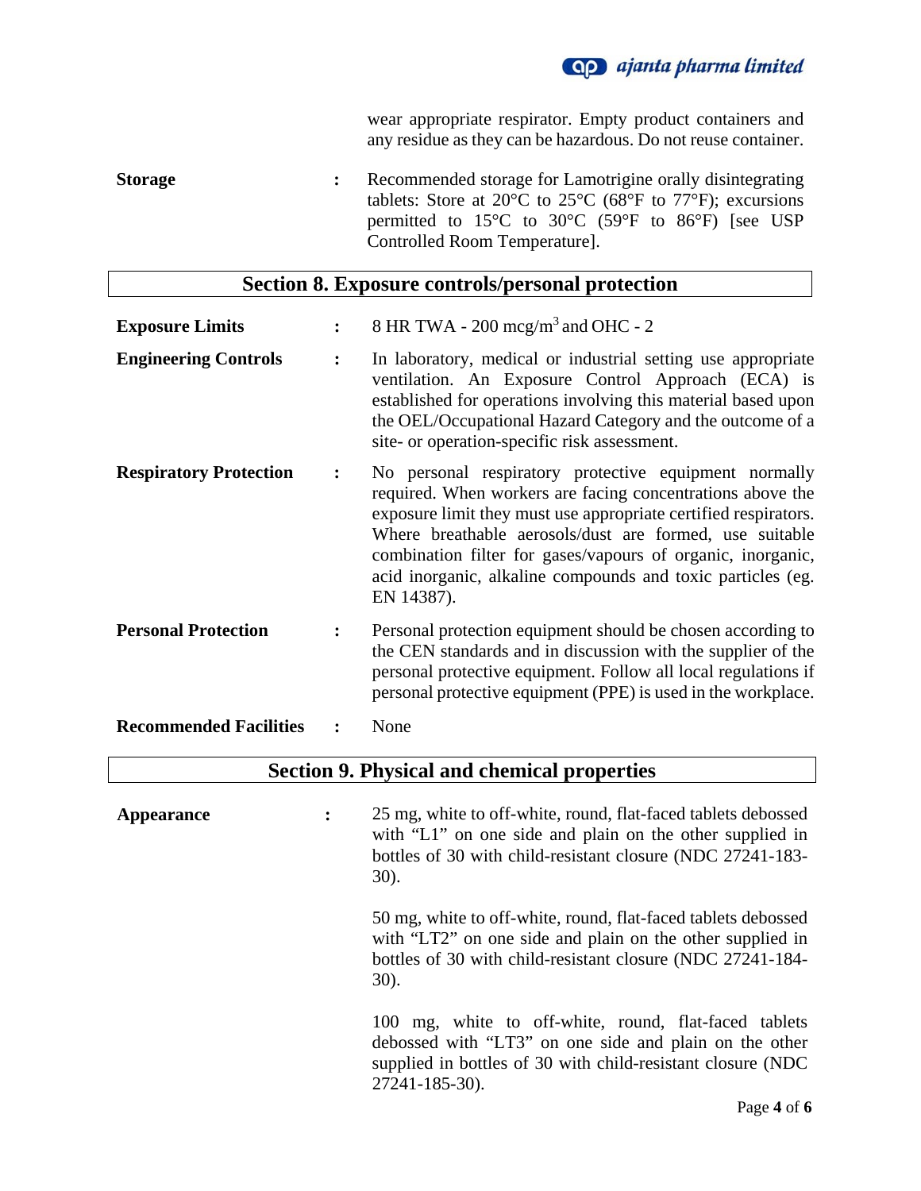wear appropriate respirator. Empty product containers and any residue as they can be hazardous. Do not reuse container.

**Storage** : Recommended storage for Lamotrigine orally disintegrating tablets: Store at 20°C to 25°C (68°F to 77°F); excursions permitted to 15°C to 30°C (59°F to 86°F) [see USP Controlled Room Temperature].

## Section 8. Exposure controls/personal protection

**Exposure Limits** : 8 HR TWA - 200 mcg/$m^3$ and OHC - 2

**Engineering Controls** : In laboratory, medical or industrial setting use appropriate ventilation. An Exposure Control Approach (ECA) is established for operations involving this material based upon the OEL/Occupational Hazard Category and the outcome of a site- or operation-specific risk assessment.

**Respiratory Protection** : No personal respiratory protective equipment normally required. When workers are facing concentrations above the exposure limit they must use appropriate certified respirators. Where breathable aerosols/dust are formed, use suitable combination filter for gases/vapours of organic, inorganic, acid inorganic, alkaline compounds and toxic particles (eg. EN 14387).

**Personal Protection** : Personal protection equipment should be chosen according to the CEN standards and in discussion with the supplier of the personal protective equipment. Follow all local regulations if personal protective equipment (PPE) is used in the workplace.

**Recommended Facilities** : None

## Section 9. Physical and chemical properties

**Appearance** : 25 mg, white to off-white, round, flat-faced tablets debossed with "L1" on one side and plain on the other supplied in bottles of 30 with child-resistant closure (NDC 27241-183-30).

50 mg, white to off-white, round, flat-faced tablets debossed with "LT2" on one side and plain on the other supplied in bottles of 30 with child-resistant closure (NDC 27241-184-30).

100 mg, white to off-white, round, flat-faced tablets debossed with "LT3" on one side and plain on the other supplied in bottles of 30 with child-resistant closure (NDC 27241-185-30).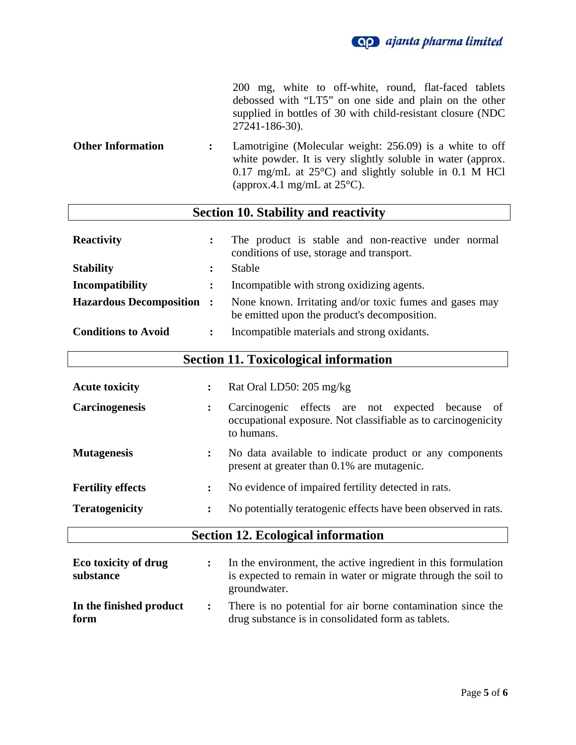200 mg, white to off-white, round, flat-faced tablets debossed with "LT5" on one side and plain on the other supplied in bottles of 30 with child-resistant closure (NDC 27241-186-30).

**Other Information** : Lamotrigine (Molecular weight: 256.09) is a white to off white powder. It is very slightly soluble in water (approx. 0.17 mg/mL at 25°C) and slightly soluble in 0.1 M HCl (approx.4.1 mg/mL at 25°C).

## Section 10. Stability and reactivity

**Reactivity** : The product is stable and non-reactive under normal conditions of use, storage and transport.

**Stability** : Stable

**Incompatibility** : Incompatible with strong oxidizing agents.

**Hazardous Decomposition** : None known. Irritating and/or toxic fumes and gases may be emitted upon the product's decomposition.

**Conditions to Avoid** : Incompatible materials and strong oxidants.

## Section 11. Toxicological information

**Acute toxicity** : Rat Oral LD50: 205 mg/kg

**Carcinogenesis** : Carcinogenic effects are not expected because of occupational exposure. Not classifiable as to carcinogenicity to humans.

**Mutagenesis** : No data available to indicate product or any components present at greater than 0.1% are mutagenic.

**Fertility effects** : No evidence of impaired fertility detected in rats.

**Teratogenicity** : No potentially teratogenic effects have been observed in rats.

## Section 12. Ecological information

**Eco toxicity of drug substance** : In the environment, the active ingredient in this formulation is expected to remain in water or migrate through the soil to groundwater.

**In the finished product form** : There is no potential for air borne contamination since the drug substance is in consolidated form as tablets.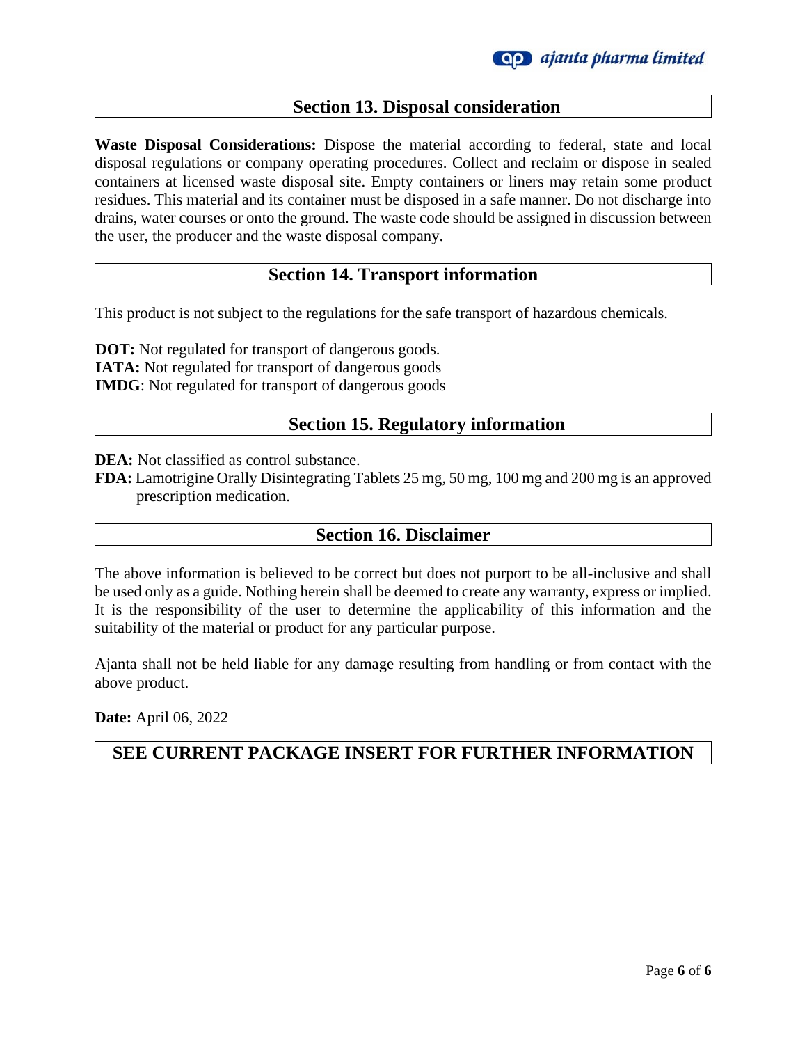## Section 13. Disposal consideration

**Waste Disposal Considerations:** Dispose the material according to federal, state and local disposal regulations or company operating procedures. Collect and reclaim or dispose in sealed containers at licensed waste disposal site. Empty containers or liners may retain some product residues. This material and its container must be disposed in a safe manner. Do not discharge into drains, water courses or onto the ground. The waste code should be assigned in discussion between the user, the producer and the waste disposal company.

## Section 14. Transport information

This product is not subject to the regulations for the safe transport of hazardous chemicals.

**DOT:** Not regulated for transport of dangerous goods.
**IATA:** Not regulated for transport of dangerous goods
**IMDG**: Not regulated for transport of dangerous goods

## Section 15. Regulatory information

**DEA:** Not classified as control substance.
**FDA:** Lamotrigine Orally Disintegrating Tablets 25 mg, 50 mg, 100 mg and 200 mg is an approved prescription medication.

## Section 16. Disclaimer

The above information is believed to be correct but does not purport to be all-inclusive and shall be used only as a guide. Nothing herein shall be deemed to create any warranty, express or implied. It is the responsibility of the user to determine the applicability of this information and the suitability of the material or product for any particular purpose.

Ajanta shall not be held liable for any damage resulting from handling or from contact with the above product.

**Date:** April 06, 2022

## SEE CURRENT PACKAGE INSERT FOR FURTHER INFORMATION